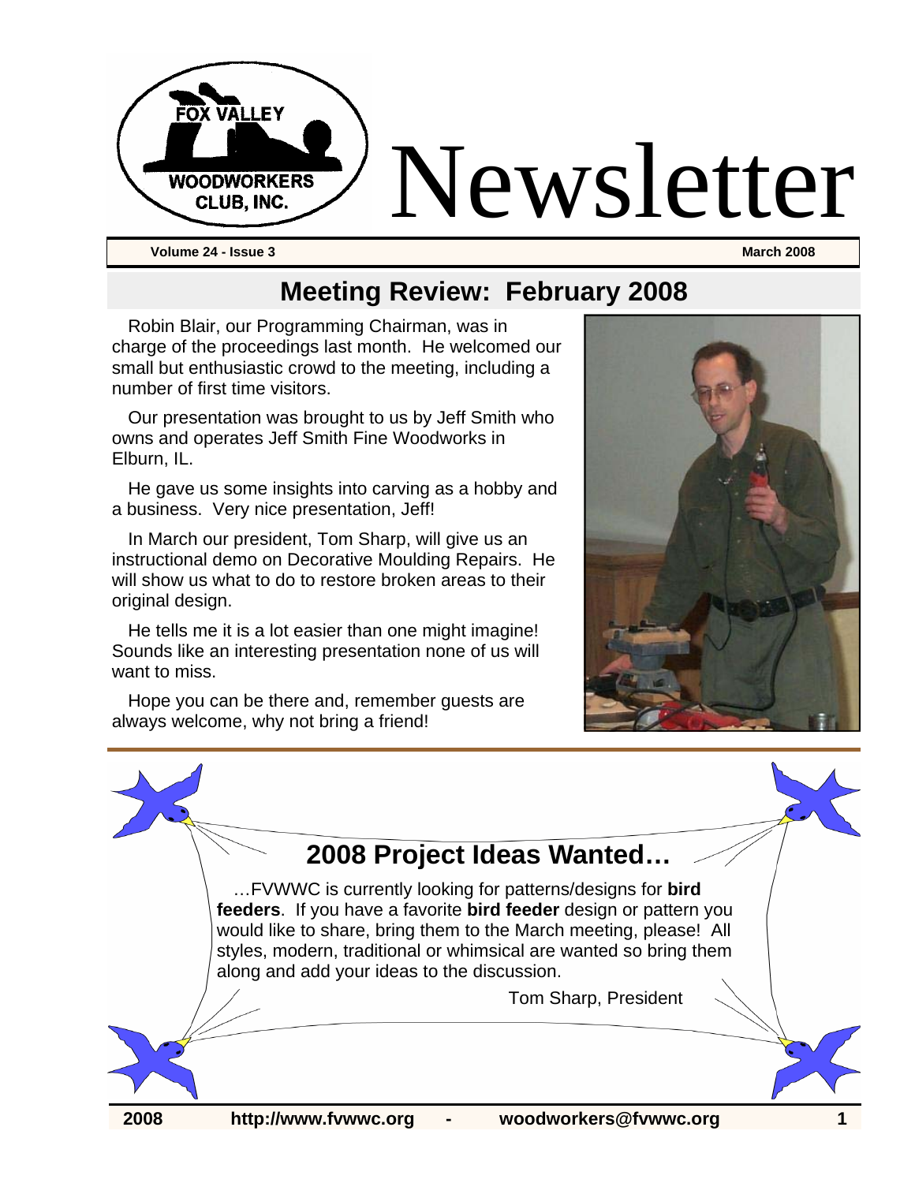# Newsletter

**Volume 24 - Issue 3** **March 2008**

## Meeting Review: February 2008

Robin Blair, our Programming Chairman, was in charge of the proceedings last month. He welcomed our small but enthusiastic crowd to the meeting, including a number of first time visitors.

Our presentation was brought to us by Jeff Smith who owns and operates Jeff Smith Fine Woodworks in Elburn, IL.

He gave us some insights into carving as a hobby and a business. Very nice presentation, Jeff!

In March our president, Tom Sharp, will give us an instructional demo on Decorative Moulding Repairs. He will show us what to do to restore broken areas to their original design.

He tells me it is a lot easier than one might imagine! Sounds like an interesting presentation none of us will want to miss.

Hope you can be there and, remember guests are always welcome, why not bring a friend!

## 2008 Project Ideas Wanted…

…FVWWC is currently looking for patterns/designs for **bird feeders**. If you have a favorite **bird feeder** design or pattern you would like to share, bring them to the March meeting, please! All styles, modern, traditional or whimsical are wanted so bring them along and add your ideas to the discussion.

Tom Sharp, President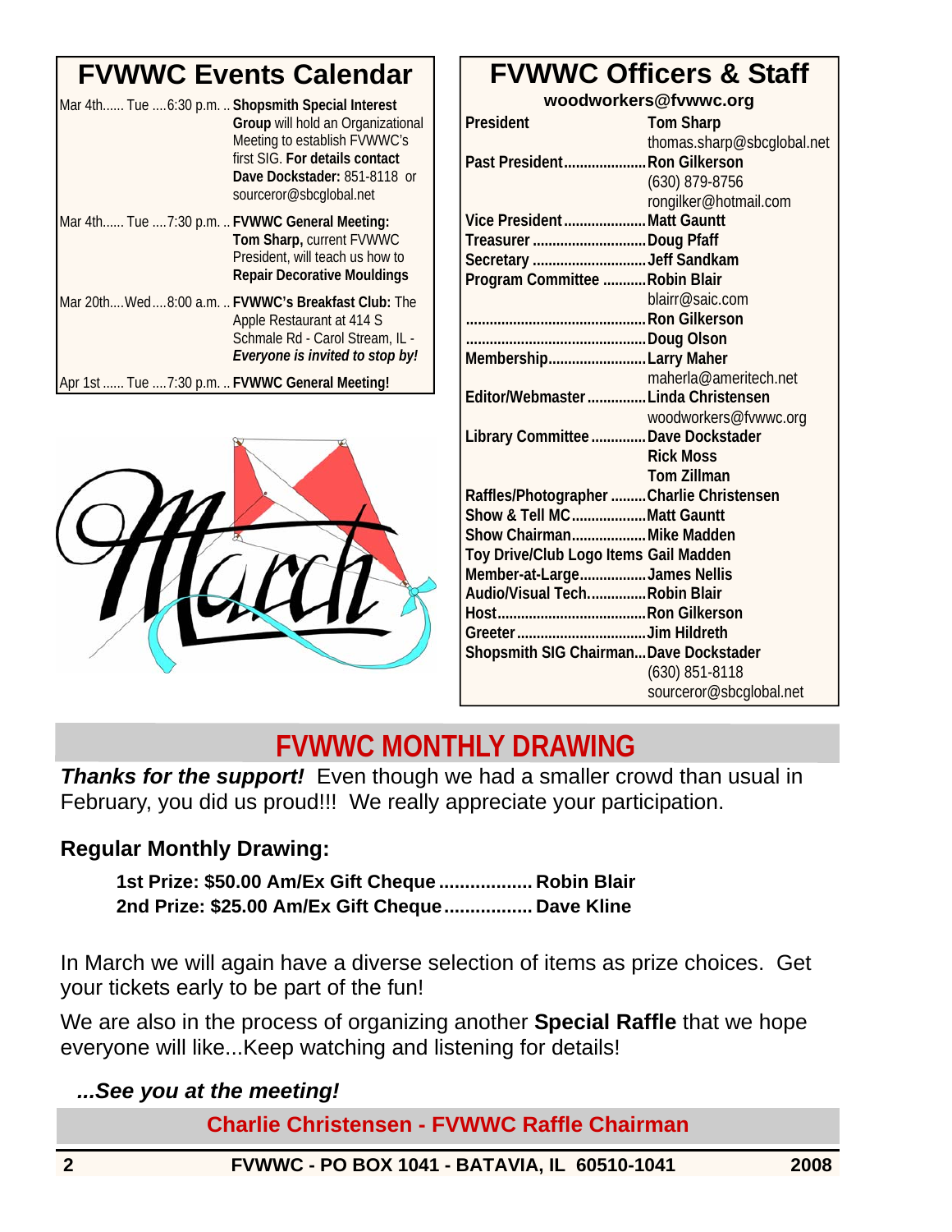## FVWWC Events Calendar

Mar 4th...... Tue ....6:30 p.m. .. **Shopsmith Special Interest Group** will hold an Organizational Meeting to establish FVWWC's first SIG. **For details contact Dave Dockstader:** 851-8118 or sourceror@sbcglobal.net

Mar 4th...... Tue ....7:30 p.m. .. **FVWWC General Meeting: Tom Sharp,** current FVWWC President, will teach us how to **Repair Decorative Mouldings**

Mar 20th....Wed....8:00 a.m. .. **FVWWC's Breakfast Club:** The Apple Restaurant at 414 S Schmale Rd - Carol Stream, IL - ***Everyone is invited to stop by!***

Apr 1st ...... Tue ....7:30 p.m. .. **FVWWC General Meeting!**

## FVWWC Officers & Staff

**woodworkers@fvwwc.org**

| | |
|---|---|
| **President** | **Tom Sharp** thomas.sharp@sbcglobal.net |
| **Past President** | **Ron Gilkerson** (630) 879-8756 rongilker@hotmail.com |
| **Vice President** | **Matt Gauntt** |
| **Treasurer** | **Doug Pfaff** |
| **Secretary** | **Jeff Sandkam** |
| **Program Committee** | **Robin Blair** blairr@saic.com |
| | **Ron Gilkerson** |
| | **Doug Olson** |
| **Membership** | **Larry Maher** maherla@ameritech.net |
| **Editor/Webmaster** | **Linda Christensen** woodworkers@fvwwc.org |
| **Library Committee** | **Dave Dockstader** |
| | **Rick Moss** |
| | **Tom Zillman** |
| **Raffles/Photographer** | **Charlie Christensen** |
| **Show & Tell MC** | **Matt Gauntt** |
| **Show Chairman** | **Mike Madden** |
| **Toy Drive/Club Logo Items** | **Gail Madden** |
| **Member-at-Large** | **James Nellis** |
| **Audio/Visual Tech.** | **Robin Blair** |
| **Host** | **Ron Gilkerson** |
| **Greeter** | **Jim Hildreth** |
| **Shopsmith SIG Chairman** | **Dave Dockstader** (630) 851-8118 sourceror@sbcglobal.net |

## FVWWC MONTHLY DRAWING

***Thanks for the support!*** Even though we had a smaller crowd than usual in February, you did us proud!!! We really appreciate your participation.

**Regular Monthly Drawing:**

**1st Prize: $50.00 Am/Ex Gift Cheque .................. Robin Blair**
**2nd Prize: $25.00 Am/Ex Gift Cheque ................. Dave Kline**

In March we will again have a diverse selection of items as prize choices. Get your tickets early to be part of the fun!

We are also in the process of organizing another **Special Raffle** that we hope everyone will like...Keep watching and listening for details!

***...See you at the meeting!***

**Charlie Christensen - FVWWC Raffle Chairman**

**FVWWC - PO BOX 1041 - BATAVIA, IL 60510-1041** **2008**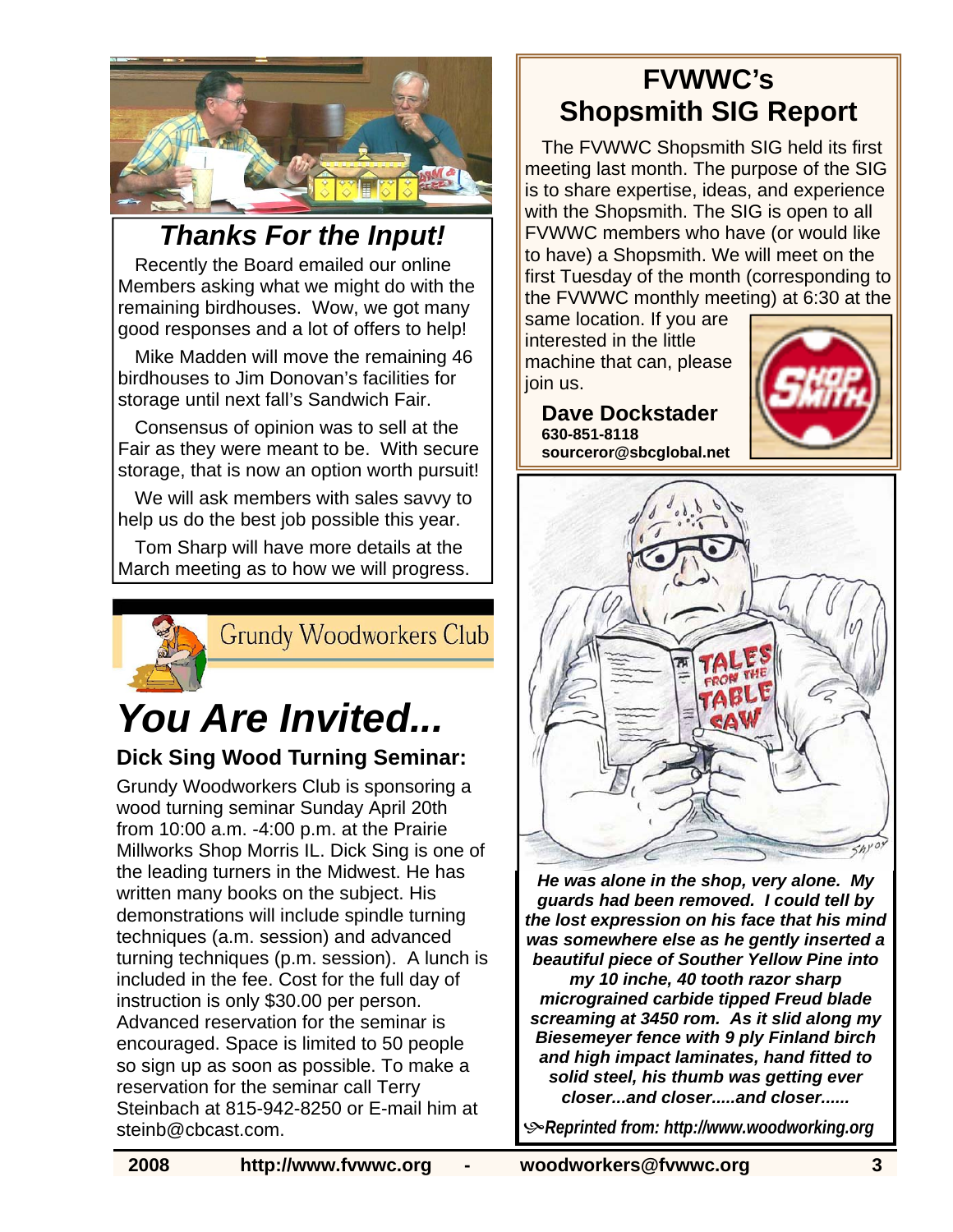## Thanks For the Input!

Recently the Board emailed our online Members asking what we might do with the remaining birdhouses. Wow, we got many good responses and a lot of offers to help!

Mike Madden will move the remaining 46 birdhouses to Jim Donovan's facilities for storage until next fall's Sandwich Fair.

Consensus of opinion was to sell at the Fair as they were meant to be. With secure storage, that is now an option worth pursuit!

We will ask members with sales savvy to help us do the best job possible this year.

Tom Sharp will have more details at the March meeting as to how we will progress.

Grundy Woodworkers Club

# You Are Invited...

### Dick Sing Wood Turning Seminar:

Grundy Woodworkers Club is sponsoring a wood turning seminar Sunday April 20th from 10:00 a.m. -4:00 p.m. at the Prairie Millworks Shop Morris IL. Dick Sing is one of the leading turners in the Midwest. He has written many books on the subject. His demonstrations will include spindle turning techniques (a.m. session) and advanced turning techniques (p.m. session). A lunch is included in the fee. Cost for the full day of instruction is only $30.00 per person. Advanced reservation for the seminar is encouraged. Space is limited to 50 people so sign up as soon as possible. To make a reservation for the seminar call Terry Steinbach at 815-942-8250 or E-mail him at steinb@cbcast.com.

## FVWWC's Shopsmith SIG Report

The FVWWC Shopsmith SIG held its first meeting last month. The purpose of the SIG is to share expertise, ideas, and experience with the Shopsmith. The SIG is open to all FVWWC members who have (or would like to have) a Shopsmith. We will meet on the first Tuesday of the month (corresponding to the FVWWC monthly meeting) at 6:30 at the same location. If you are interested in the little machine that can, please join us.

**Dave Dockstader**
**630-851-8118**
**sourceror@sbcglobal.net**

***He was alone in the shop, very alone. My guards had been removed. I could tell by the lost expression on his face that his mind was somewhere else as he gently inserted a beautiful piece of Souther Yellow Pine into my 10 inche, 40 tooth razor sharp micrograined carbide tipped Freud blade screaming at 3450 rom. As it slid along my Biesemeyer fence with 9 ply Finland birch and high impact laminates, hand fitted to solid steel, his thumb was getting ever closer...and closer.....and closer......***

***Reprinted from: http://www.woodworking.org***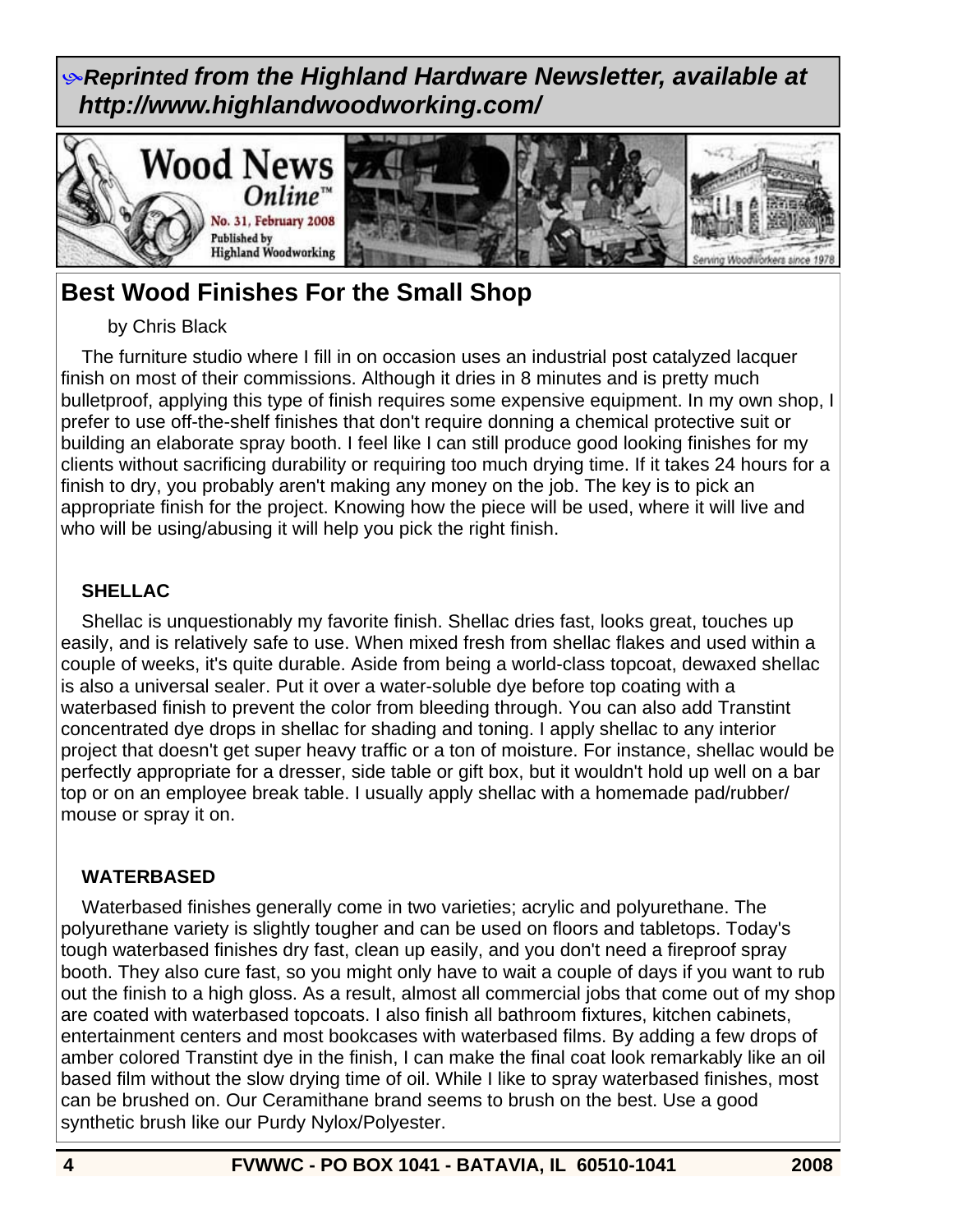***Reprinted from the Highland Hardware Newsletter, available at http://www.highlandwoodworking.com/***

Wood News Online™
No. 31, February 2008
Published by Highland Woodworking

Serving Woodworkers since 1978

## Best Wood Finishes For the Small Shop

by Chris Black

The furniture studio where I fill in on occasion uses an industrial post catalyzed lacquer finish on most of their commissions. Although it dries in 8 minutes and is pretty much bulletproof, applying this type of finish requires some expensive equipment. In my own shop, I prefer to use off-the-shelf finishes that don't require donning a chemical protective suit or building an elaborate spray booth. I feel like I can still produce good looking finishes for my clients without sacrificing durability or requiring too much drying time. If it takes 24 hours for a finish to dry, you probably aren't making any money on the job. The key is to pick an appropriate finish for the project. Knowing how the piece will be used, where it will live and who will be using/abusing it will help you pick the right finish.

### SHELLAC

Shellac is unquestionably my favorite finish. Shellac dries fast, looks great, touches up easily, and is relatively safe to use. When mixed fresh from shellac flakes and used within a couple of weeks, it's quite durable. Aside from being a world-class topcoat, dewaxed shellac is also a universal sealer. Put it over a water-soluble dye before top coating with a waterbased finish to prevent the color from bleeding through. You can also add Transtint concentrated dye drops in shellac for shading and toning. I apply shellac to any interior project that doesn't get super heavy traffic or a ton of moisture. For instance, shellac would be perfectly appropriate for a dresser, side table or gift box, but it wouldn't hold up well on a bar top or on an employee break table. I usually apply shellac with a homemade pad/rubber/mouse or spray it on.

### WATERBASED

Waterbased finishes generally come in two varieties; acrylic and polyurethane. The polyurethane variety is slightly tougher and can be used on floors and tabletops. Today's tough waterbased finishes dry fast, clean up easily, and you don't need a fireproof spray booth. They also cure fast, so you might only have to wait a couple of days if you want to rub out the finish to a high gloss. As a result, almost all commercial jobs that come out of my shop are coated with waterbased topcoats. I also finish all bathroom fixtures, kitchen cabinets, entertainment centers and most bookcases with waterbased films. By adding a few drops of amber colored Transtint dye in the finish, I can make the final coat look remarkably like an oil based film without the slow drying time of oil. While I like to spray waterbased finishes, most can be brushed on. Our Ceramithane brand seems to brush on the best. Use a good synthetic brush like our Purdy Nylox/Polyester.

FVWWC - PO BOX 1041 - BATAVIA, IL 60510-1041 2008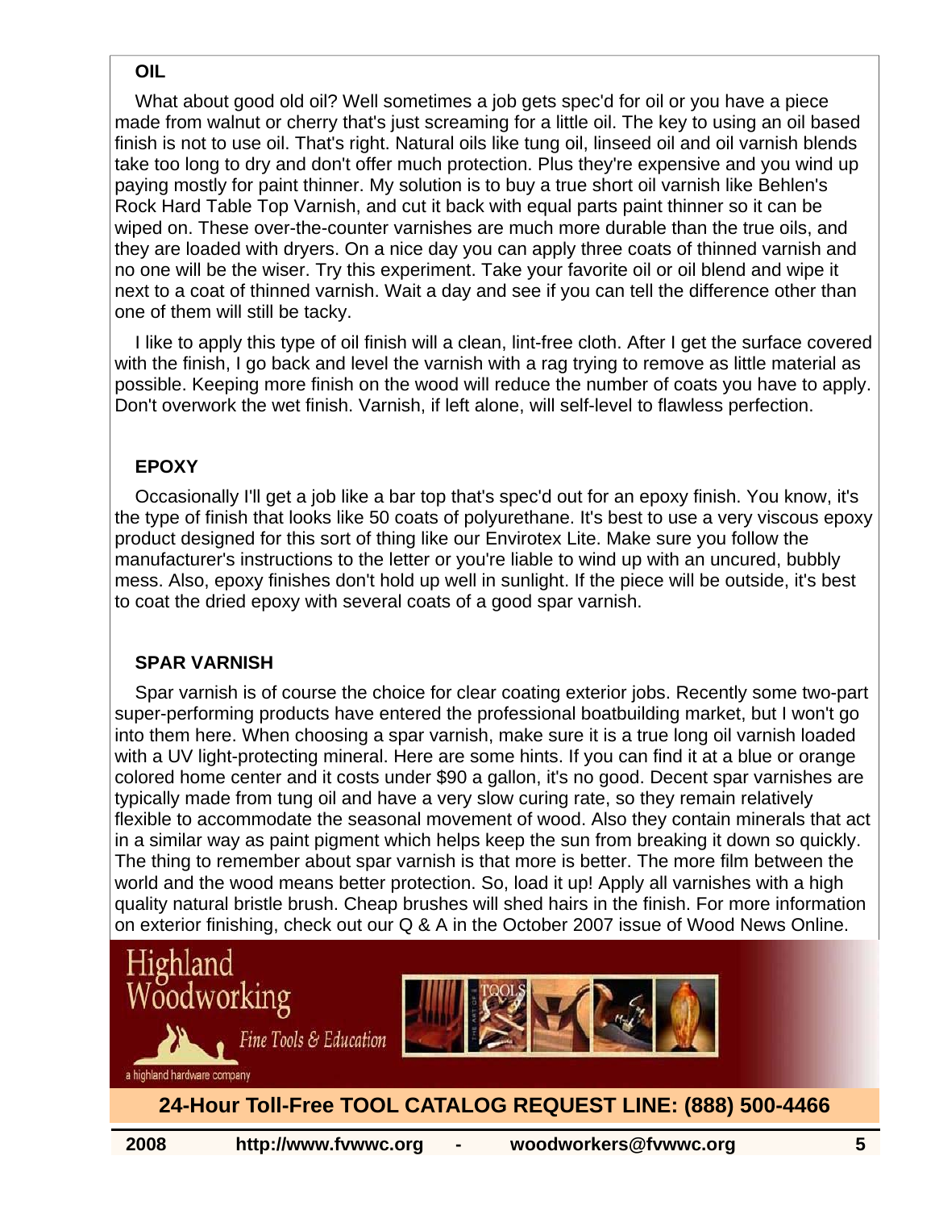## OIL

What about good old oil? Well sometimes a job gets spec'd for oil or you have a piece made from walnut or cherry that's just screaming for a little oil. The key to using an oil based finish is not to use oil. That's right. Natural oils like tung oil, linseed oil and oil varnish blends take too long to dry and don't offer much protection. Plus they're expensive and you wind up paying mostly for paint thinner. My solution is to buy a true short oil varnish like Behlen's Rock Hard Table Top Varnish, and cut it back with equal parts paint thinner so it can be wiped on. These over-the-counter varnishes are much more durable than the true oils, and they are loaded with dryers. On a nice day you can apply three coats of thinned varnish and no one will be the wiser. Try this experiment. Take your favorite oil or oil blend and wipe it next to a coat of thinned varnish. Wait a day and see if you can tell the difference other than one of them will still be tacky.

I like to apply this type of oil finish will a clean, lint-free cloth. After I get the surface covered with the finish, I go back and level the varnish with a rag trying to remove as little material as possible. Keeping more finish on the wood will reduce the number of coats you have to apply. Don't overwork the wet finish. Varnish, if left alone, will self-level to flawless perfection.

## EPOXY

Occasionally I'll get a job like a bar top that's spec'd out for an epoxy finish. You know, it's the type of finish that looks like 50 coats of polyurethane. It's best to use a very viscous epoxy product designed for this sort of thing like our Envirotex Lite. Make sure you follow the manufacturer's instructions to the letter or you're liable to wind up with an uncured, bubbly mess. Also, epoxy finishes don't hold up well in sunlight. If the piece will be outside, it's best to coat the dried epoxy with several coats of a good spar varnish.

## SPAR VARNISH

Spar varnish is of course the choice for clear coating exterior jobs. Recently some two-part super-performing products have entered the professional boatbuilding market, but I won't go into them here. When choosing a spar varnish, make sure it is a true long oil varnish loaded with a UV light-protecting mineral. Here are some hints. If you can find it at a blue or orange colored home center and it costs under $90 a gallon, it's no good. Decent spar varnishes are typically made from tung oil and have a very slow curing rate, so they remain relatively flexible to accommodate the seasonal movement of wood. Also they contain minerals that act in a similar way as paint pigment which helps keep the sun from breaking it down so quickly. The thing to remember about spar varnish is that more is better. The more film between the world and the wood means better protection. So, load it up! Apply all varnishes with a high quality natural bristle brush. Cheap brushes will shed hairs in the finish. For more information on exterior finishing, check out our Q & A in the October 2007 issue of Wood News Online.

Highland Woodworking — Fine Tools & Education — a highland hardware company

**24-Hour Toll-Free TOOL CATALOG REQUEST LINE: (888) 500-4466**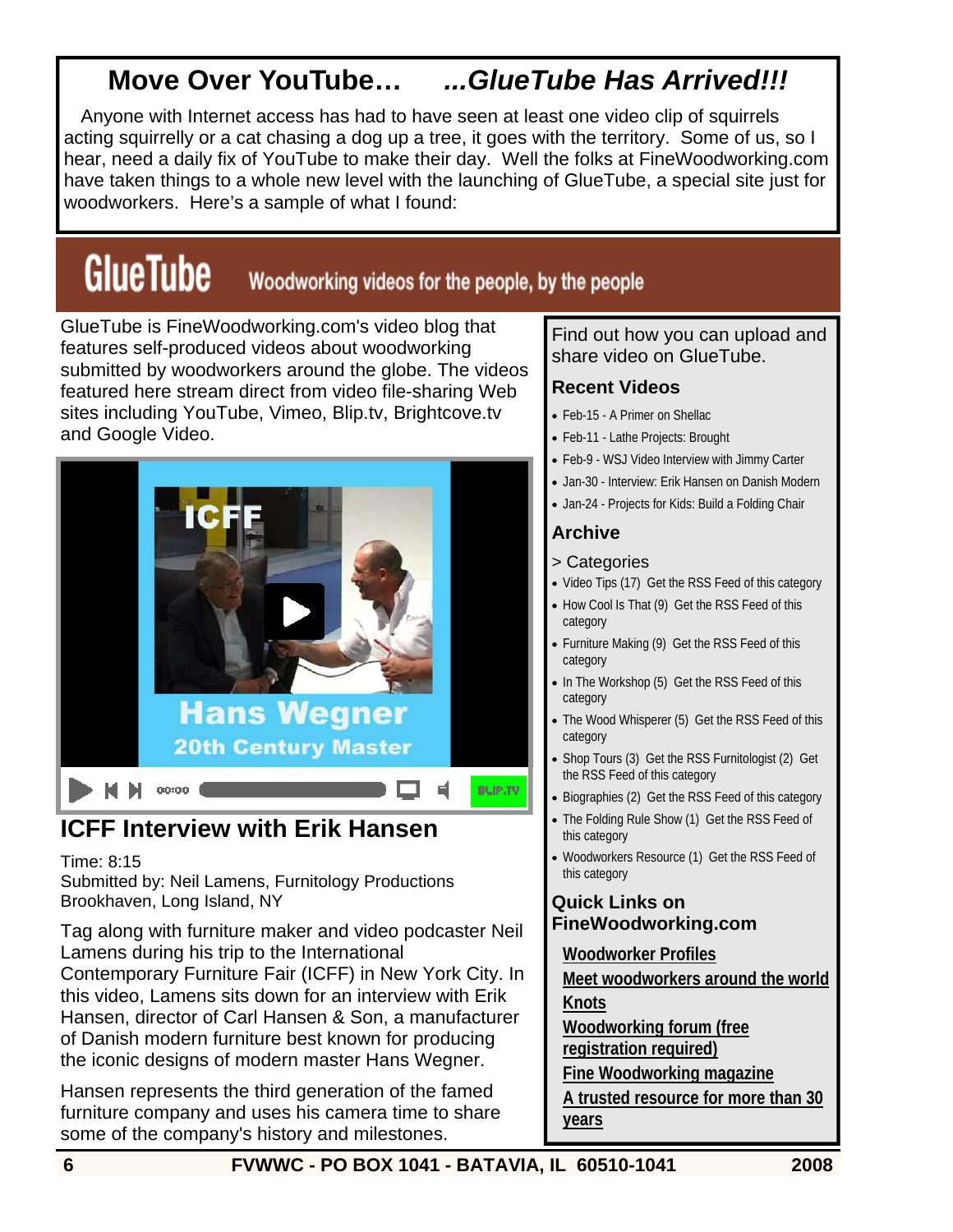# Move Over YouTube… ...*GlueTube Has Arrived!!!*

Anyone with Internet access has had to have seen at least one video clip of squirrels acting squirrelly or a cat chasing a dog up a tree, it goes with the territory. Some of us, so I hear, need a daily fix of YouTube to make their day. Well the folks at FineWoodworking.com have taken things to a whole new level with the launching of GlueTube, a special site just for woodworkers. Here's a sample of what I found:

## GlueTube — Woodworking videos for the people, by the people

GlueTube is FineWoodworking.com's video blog that features self-produced videos about woodworking submitted by woodworkers around the globe. The videos featured here stream direct from video file-sharing Web sites including YouTube, Vimeo, Blip.tv, Brightcove.tv and Google Video.

ICFF

Hans Wegner
20th Century Master

00:00 BLIP.TV

## ICFF Interview with Erik Hansen

Time: 8:15
Submitted by: Neil Lamens, Furnitology Productions
Brookhaven, Long Island, NY

Tag along with furniture maker and video podcaster Neil Lamens during his trip to the International Contemporary Furniture Fair (ICFF) in New York City. In this video, Lamens sits down for an interview with Erik Hansen, director of Carl Hansen & Son, a manufacturer of Danish modern furniture best known for producing the iconic designs of modern master Hans Wegner.

Hansen represents the third generation of the famed furniture company and uses his camera time to share some of the company's history and milestones.

Find out how you can upload and share video on GlueTube.

### Recent Videos

- Feb-15 - A Primer on Shellac
- Feb-11 - Lathe Projects: Brought
- Feb-9 - WSJ Video Interview with Jimmy Carter
- Jan-30 - Interview: Erik Hansen on Danish Modern
- Jan-24 - Projects for Kids: Build a Folding Chair

### Archive

> Categories

- Video Tips (17) Get the RSS Feed of this category
- How Cool Is That (9) Get the RSS Feed of this category
- Furniture Making (9) Get the RSS Feed of this category
- In The Workshop (5) Get the RSS Feed of this category
- The Wood Whisperer (5) Get the RSS Feed of this category
- Shop Tours (3) Get the RSS Furnitologist (2) Get the RSS Feed of this category
- Biographies (2) Get the RSS Feed of this category
- The Folding Rule Show (1) Get the RSS Feed of this category
- Woodworkers Resource (1) Get the RSS Feed of this category

### Quick Links on FineWoodworking.com

**Woodworker Profiles**
**Meet woodworkers around the world**
**Knots**
**Woodworking forum (free registration required)**
**Fine Woodworking magazine**
**A trusted resource for more than 30 years**

FVWWC - PO BOX 1041 - BATAVIA, IL 60510-1041 2008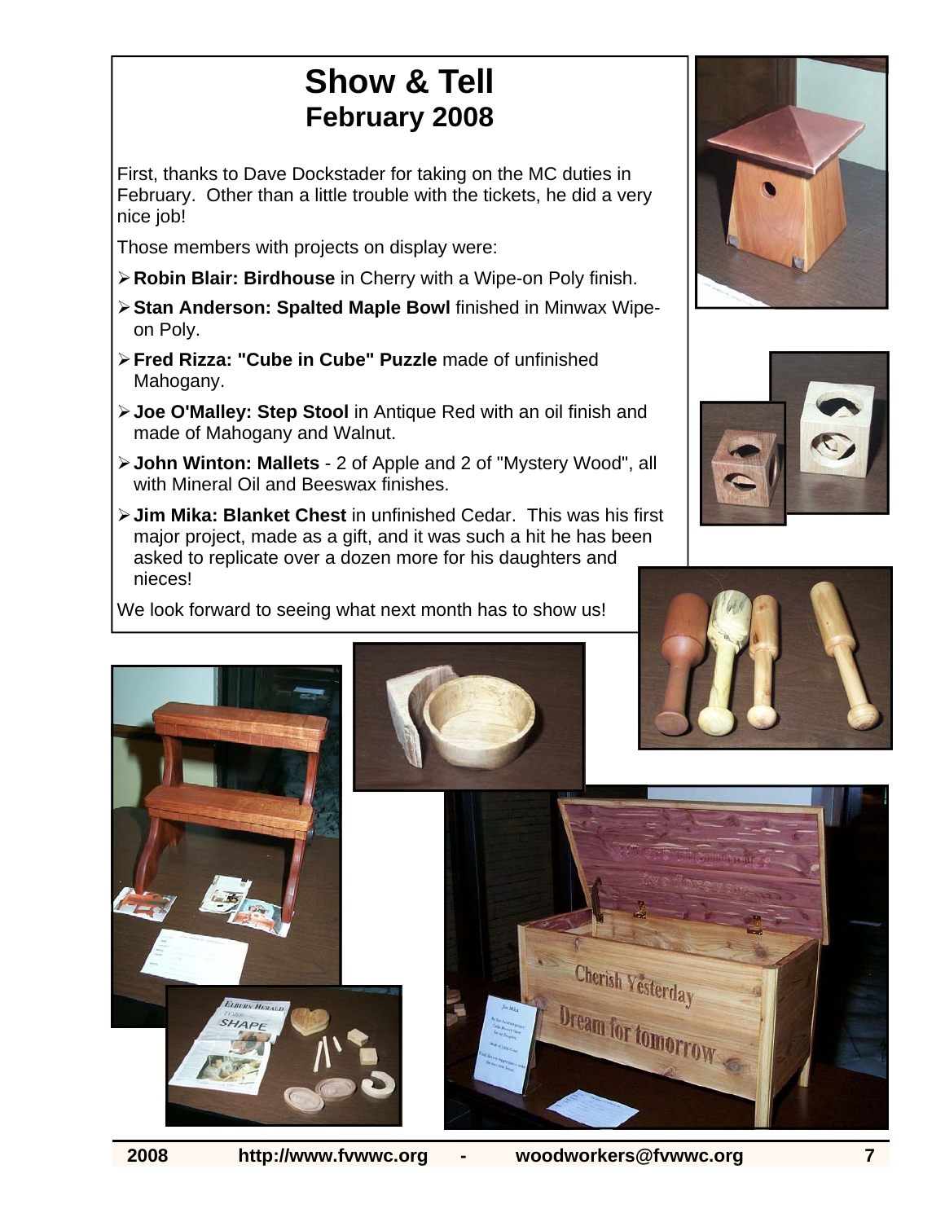# Show & Tell
## February 2008

First, thanks to Dave Dockstader for taking on the MC duties in February. Other than a little trouble with the tickets, he did a very nice job!

Those members with projects on display were:

- **Robin Blair: Birdhouse** in Cherry with a Wipe-on Poly finish.
- **Stan Anderson: Spalted Maple Bowl** finished in Minwax Wipe-on Poly.
- **Fred Rizza: "Cube in Cube" Puzzle** made of unfinished Mahogany.
- **Joe O'Malley: Step Stool** in Antique Red with an oil finish and made of Mahogany and Walnut.
- **John Winton: Mallets** - 2 of Apple and 2 of "Mystery Wood", all with Mineral Oil and Beeswax finishes.
- **Jim Mika: Blanket Chest** in unfinished Cedar. This was his first major project, made as a gift, and it was such a hit he has been asked to replicate over a dozen more for his daughters and nieces!

We look forward to seeing what next month has to show us!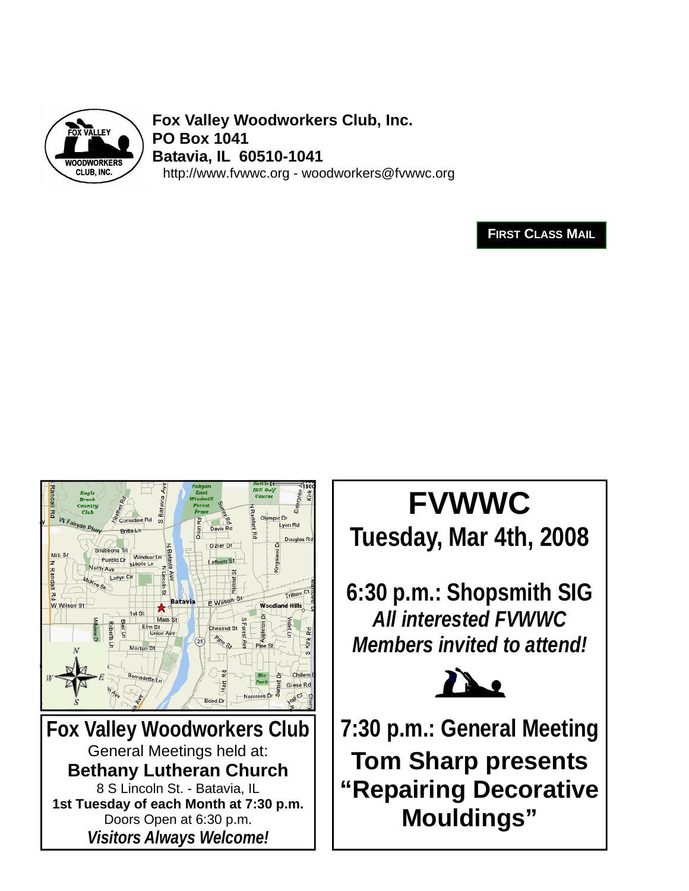**Fox Valley Woodworkers Club, Inc.**
**PO Box 1041**
**Batavia, IL 60510-1041**
http://www.fvwwc.org - woodworkers@fvwwc.org

**FIRST CLASS MAIL**

**Fox Valley Woodworkers Club**
General Meetings held at:
**Bethany Lutheran Church**
8 S Lincoln St. - Batavia, IL
**1st Tuesday of each Month at 7:30 p.m.**
Doors Open at 6:30 p.m.
***Visitors Always Welcome!***

# FVWWC

## Tuesday, Mar 4th, 2008

## 6:30 p.m.: Shopsmith SIG

***All interested FVWWC Members invited to attend!***

## 7:30 p.m.: General Meeting

## Tom Sharp presents "Repairing Decorative Mouldings"